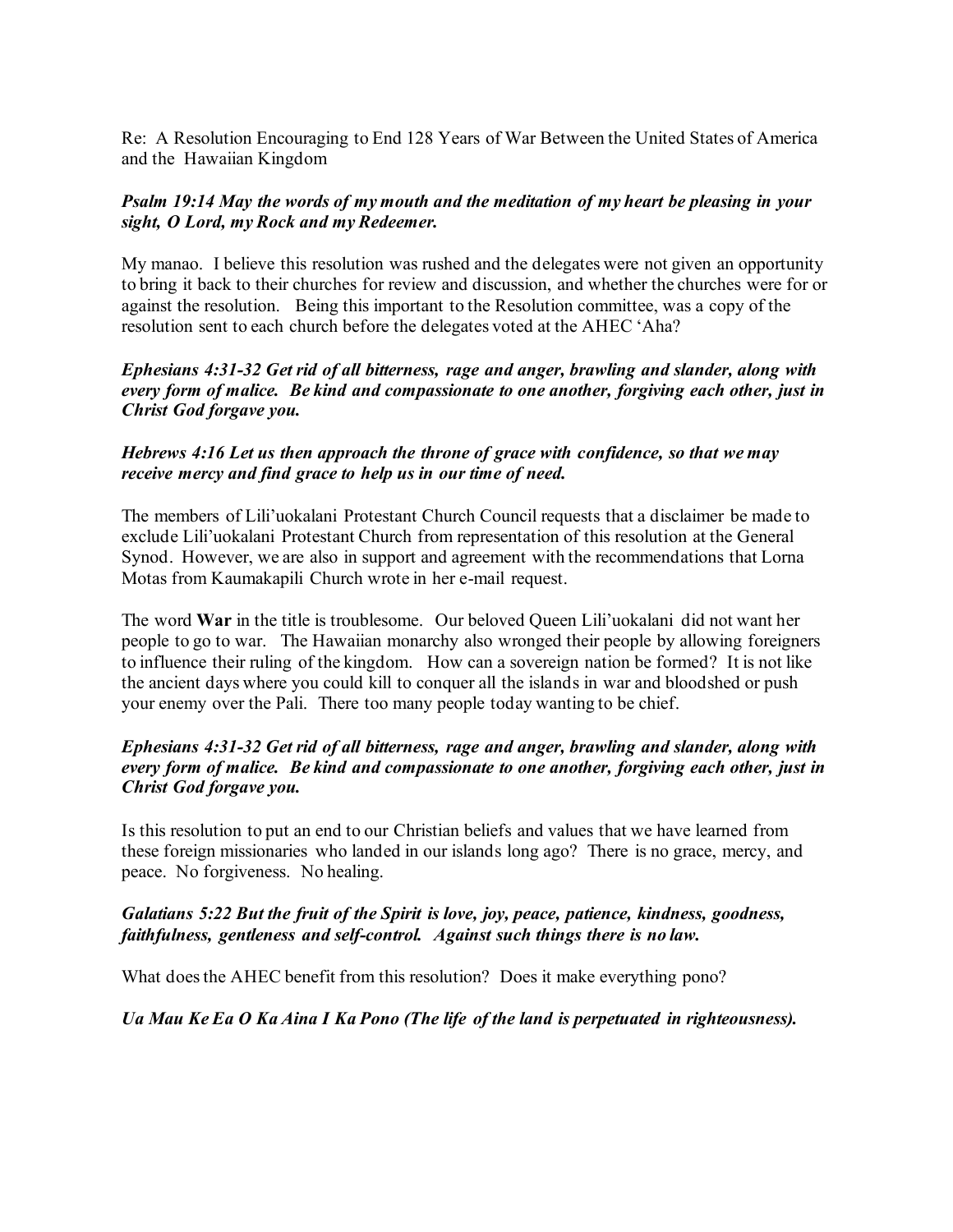Re: A Resolution Encouraging to End 128 Years of War Between the United States of America and the Hawaiian Kingdom

***Psalm 19:14 May the words of my mouth and the meditation of my heart be pleasing in your sight, O Lord, my Rock and my Redeemer.***

My manao. I believe this resolution was rushed and the delegates were not given an opportunity to bring it back to their churches for review and discussion, and whether the churches were for or against the resolution. Being this important to the Resolution committee, was a copy of the resolution sent to each church before the delegates voted at the AHEC 'Aha?

***Ephesians 4:31-32 Get rid of all bitterness, rage and anger, brawling and slander, along with every form of malice. Be kind and compassionate to one another, forgiving each other, just in Christ God forgave you.***

***Hebrews 4:16 Let us then approach the throne of grace with confidence, so that we may receive mercy and find grace to help us in our time of need.***

The members of Lili'uokalani Protestant Church Council requests that a disclaimer be made to exclude Lili'uokalani Protestant Church from representation of this resolution at the General Synod. However, we are also in support and agreement with the recommendations that Lorna Motas from Kaumakapili Church wrote in her e-mail request.

The word **War** in the title is troublesome. Our beloved Queen Lili'uokalani did not want her people to go to war. The Hawaiian monarchy also wronged their people by allowing foreigners to influence their ruling of the kingdom. How can a sovereign nation be formed? It is not like the ancient days where you could kill to conquer all the islands in war and bloodshed or push your enemy over the Pali. There too many people today wanting to be chief.

***Ephesians 4:31-32 Get rid of all bitterness, rage and anger, brawling and slander, along with every form of malice. Be kind and compassionate to one another, forgiving each other, just in Christ God forgave you.***

Is this resolution to put an end to our Christian beliefs and values that we have learned from these foreign missionaries who landed in our islands long ago? There is no grace, mercy, and peace. No forgiveness. No healing.

***Galatians 5:22 But the fruit of the Spirit is love, joy, peace, patience, kindness, goodness, faithfulness, gentleness and self-control. Against such things there is no law.***

What does the AHEC benefit from this resolution? Does it make everything pono?

***Ua Mau Ke Ea O Ka Aina I Ka Pono (The life of the land is perpetuated in righteousness).***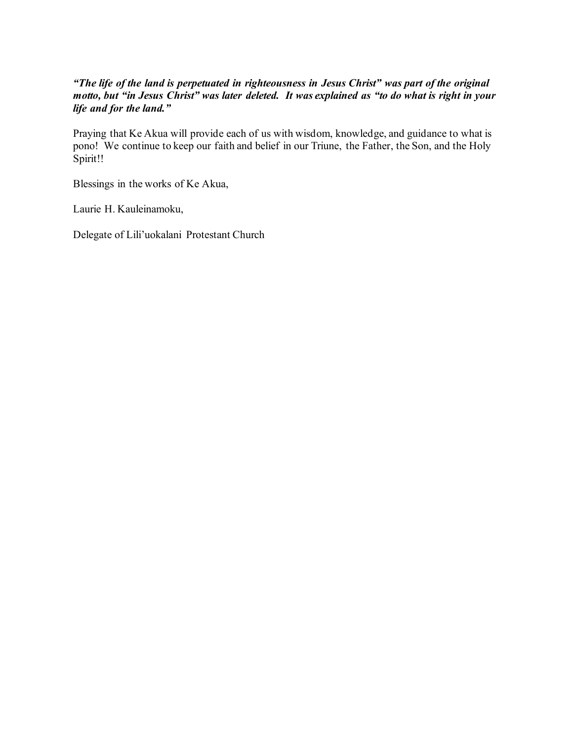***"The life of the land is perpetuated in righteousness in Jesus Christ" was part of the original motto, but "in Jesus Christ" was later deleted. It was explained as "to do what is right in your life and for the land."***

Praying that Ke Akua will provide each of us with wisdom, knowledge, and guidance to what is pono! We continue to keep our faith and belief in our Triune, the Father, the Son, and the Holy Spirit!!

Blessings in the works of Ke Akua,

Laurie H. Kauleinamoku,

Delegate of Lili'uokalani Protestant Church